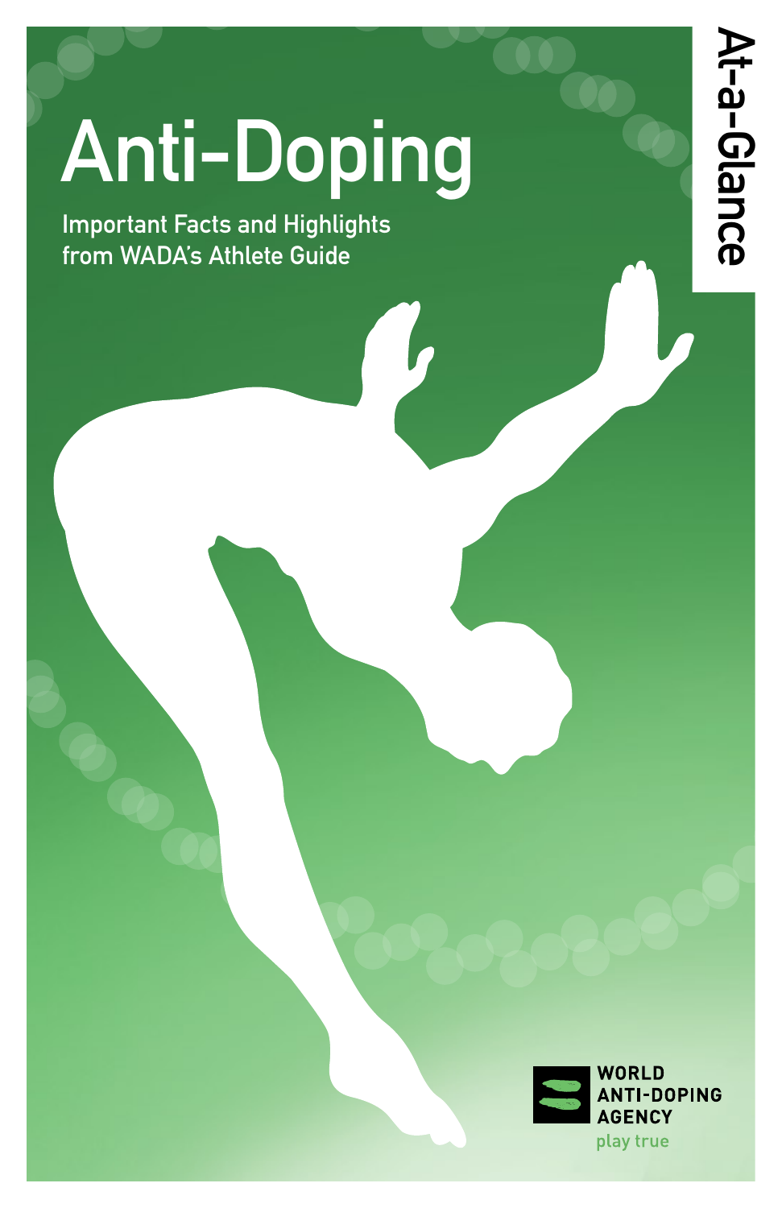# Anti-Doping

Important Facts and Highlights from WADA's Athlete Guide

At-a-Glance

WORLD ANTI-DOPING AGENCY

play true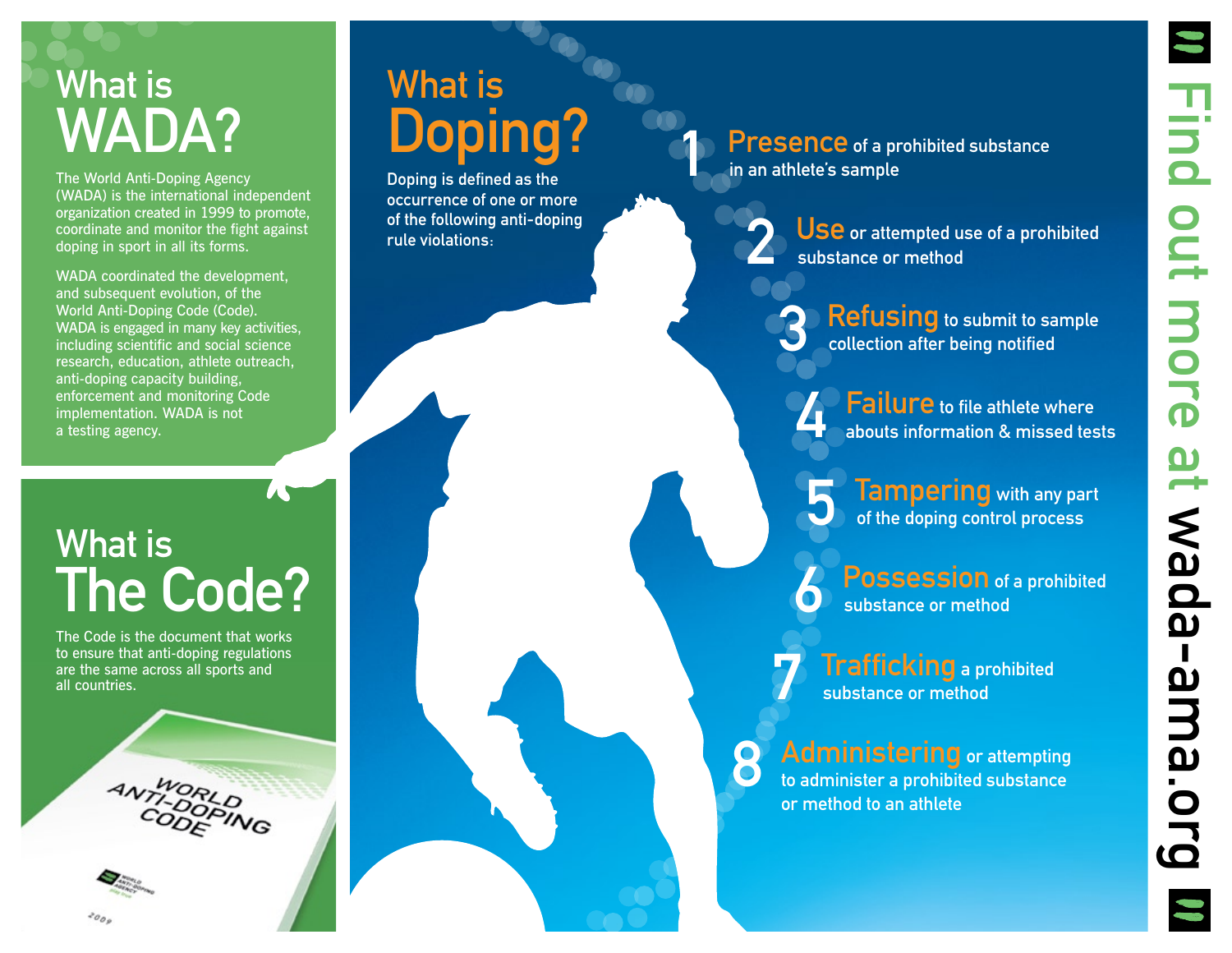## What is WADA?

The World Anti-Doping Agency (WADA) is the international independent organization created in 1999 to promote, coordinate and monitor the fight against doping in sport in all its forms.

WADA coordinated the development, and subsequent evolution, of the World Anti-Doping Code (Code). WADA is engaged in many key activities, including scientific and social science research, education, athlete outreach, anti-doping capacity building, enforcement and monitoring Code implementation. WADA is not a testing agency.

## What is The Code?

The Code is the document that works to ensure that anti-doping regulations are the same across all sports and all countries.

WORLD ANTI-DOPING CODE

WORLD ANTI-DOPING AGENCY

2009

## What is Doping?

Doping is defined as the occurrence of one or more of the following anti-doping rule violations:

1. **Presence** of a prohibited substance in an athlete's sample
2. **Use** or attempted use of a prohibited substance or method
3. **Refusing** to submit to sample collection after being notified
4. **Failure** to file athlete whereabouts information & missed tests
5. **Tampering** with any part of the doping control process
6. **Possession** of a prohibited substance or method
7. **Trafficking** a prohibited substance or method
8. **Administering** or attempting to administer a prohibited substance or method to an athlete

Find out more at wada-ama.org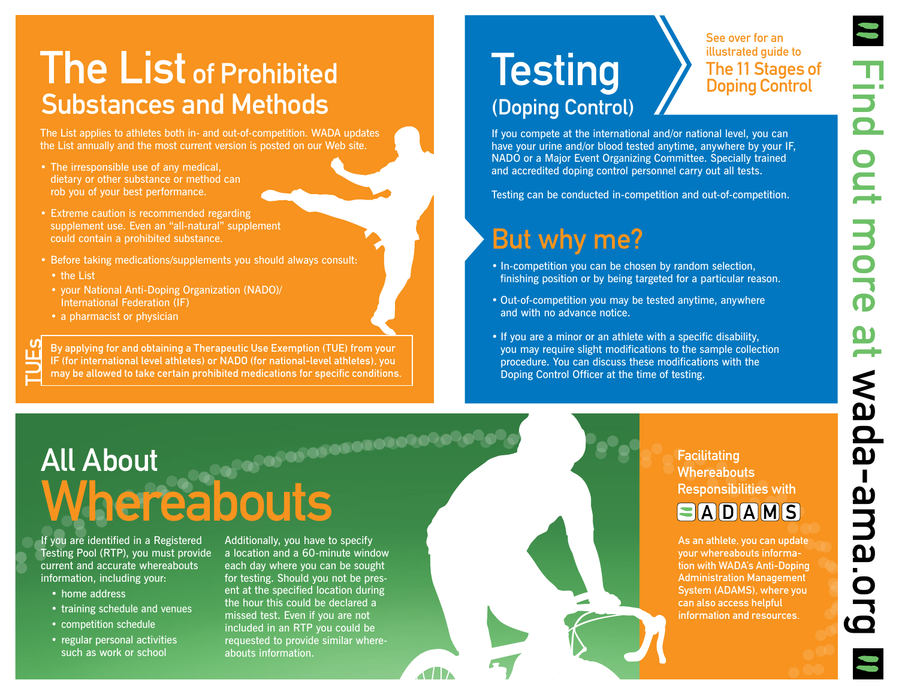# The List of Prohibited Substances and Methods

The List applies to athletes both in- and out-of-competition. WADA updates the List annually and the most current version is posted on our Web site.

- The irresponsible use of any medical, dietary or other substance or method can rob you of your best performance.
- Extreme caution is recommended regarding supplement use. Even an "all-natural" supplement could contain a prohibited substance.
- Before taking medications/supplements you should always consult:
  - the List
  - your National Anti-Doping Organization (NADO)/ International Federation (IF)
  - a pharmacist or physician

**TUEs**

**By applying for and obtaining a Therapeutic Use Exemption (TUE) from your IF (for international level athletes) or NADO (for national-level athletes), you may be allowed to take certain prohibited medications for specific conditions.**

# Testing (Doping Control)

See over for an illustrated guide to **The 11 Stages of Doping Control**

If you compete at the international and/or national level, you can have your urine and/or blood tested anytime, anywhere by your IF, NADO or a Major Event Organizing Committee. Specially trained and accredited doping control personnel carry out all tests.

Testing can be conducted in-competition and out-of-competition.

## But why me?

- In-competition you can be chosen by random selection, finishing position or by being targeted for a particular reason.
- Out-of-competition you may be tested anytime, anywhere and with no advance notice.
- If you are a minor or an athlete with a specific disability, you may require slight modifications to the sample collection procedure. You can discuss these modifications with the Doping Control Officer at the time of testing.

# All About Whereabouts

If you are identified in a Registered Testing Pool (RTP), you must provide current and accurate whereabouts information, including your:

- home address
- training schedule and venues
- competition schedule
- regular personal activities such as work or school

Additionally, you have to specify a location and a 60-minute window each day where you can be sought for testing. Should you not be present at the specified location during the hour this could be declared a missed test. Even if you are not included in an RTP you could be requested to provide similar whereabouts information.

## Facilitating Whereabouts Responsibilities with ADAMS

As an athlete, you can update your whereabouts information with WADA's Anti-Doping Administration Management System (ADAMS), where you can also access helpful information and resources.

**Find out more at wada-ama.org**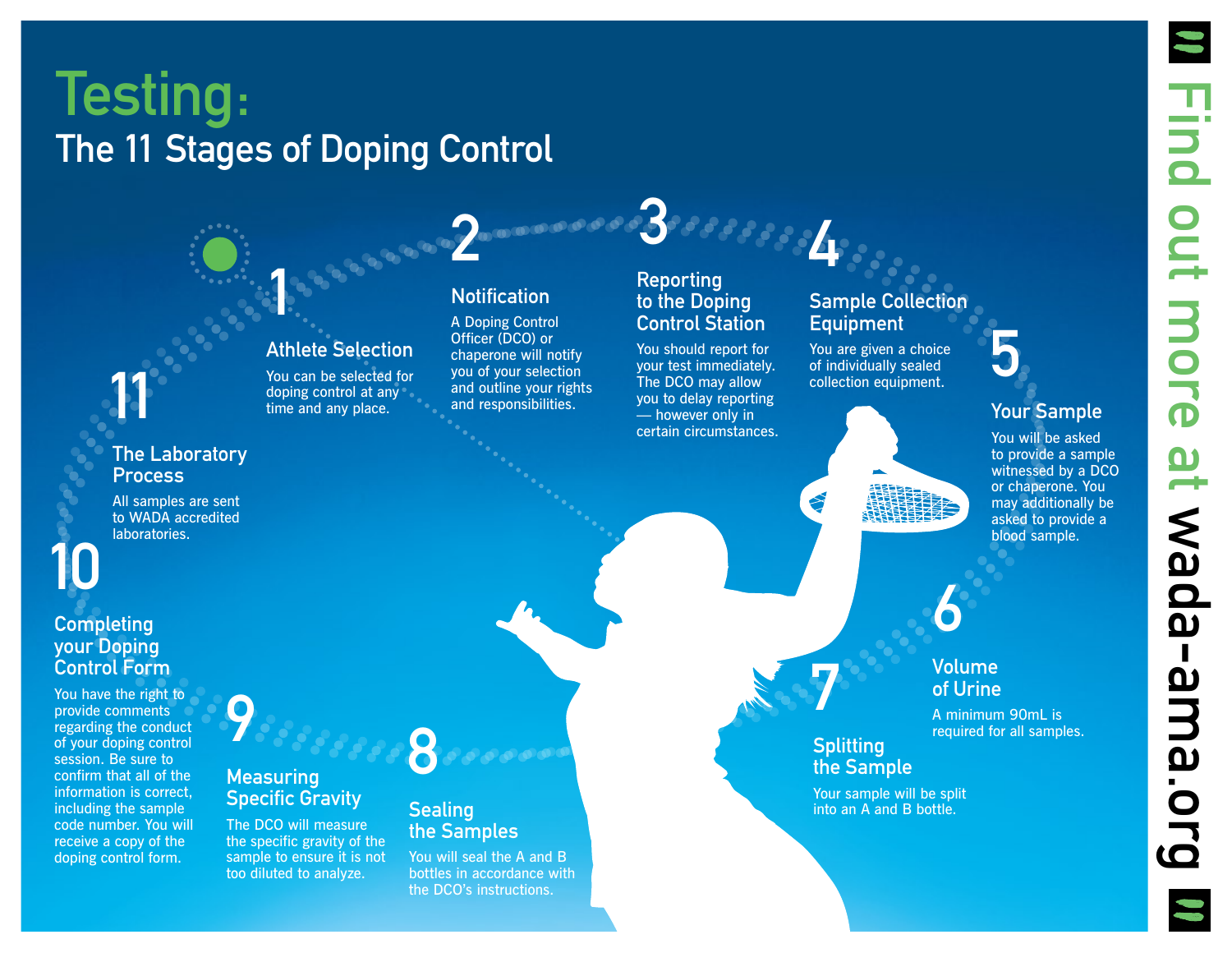# Testing:

## The 11 Stages of Doping Control

### 1 Athlete Selection

You can be selected for doping control at any time and any place.

### 2 Notification

A Doping Control Officer (DCO) or chaperone will notify you of your selection and outline your rights and responsibilities.

### 3 Reporting to the Doping Control Station

You should report for your test immediately. The DCO may allow you to delay reporting — however only in certain circumstances.

### 4 Sample Collection Equipment

You are given a choice of individually sealed collection equipment.

### 5 Your Sample

You will be asked to provide a sample witnessed by a DCO or chaperone. You may additionally be asked to provide a blood sample.

### 6 Volume of Urine

A minimum 90mL is required for all samples.

### 7 Splitting the Sample

Your sample will be split into an A and B bottle.

### 8 Sealing the Samples

You will seal the A and B bottles in accordance with the DCO's instructions.

### 9 Measuring Specific Gravity

The DCO will measure the specific gravity of the sample to ensure it is not too diluted to analyze.

### 10 Completing your Doping Control Form

You have the right to provide comments regarding the conduct of your doping control session. Be sure to confirm that all of the information is correct, including the sample code number. You will receive a copy of the doping control form.

### 11 The Laboratory Process

All samples are sent to WADA accredited laboratories.

Find out more at wada-ama.org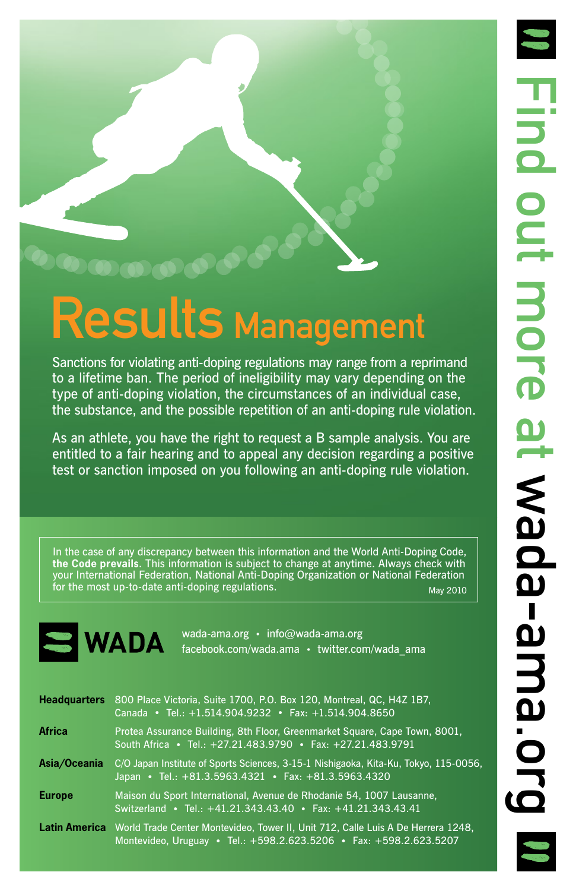# Results Management

Sanctions for violating anti-doping regulations may range from a reprimand to a lifetime ban. The period of ineligibility may vary depending on the type of anti-doping violation, the circumstances of an individual case, the substance, and the possible repetition of an anti-doping rule violation.

As an athlete, you have the right to request a B sample analysis. You are entitled to a fair hearing and to appeal any decision regarding a positive test or sanction imposed on you following an anti-doping rule violation.

In the case of any discrepancy between this information and the World Anti-Doping Code, **the Code prevails**. This information is subject to change at anytime. Always check with your International Federation, National Anti-Doping Organization or National Federation for the most up-to-date anti-doping regulations.

May 2010

**WADA**

wada-ama.org • info@wada-ama.org
facebook.com/wada.ama • twitter.com/wada_ama

| | |
|---|---|
| **Headquarters** | 800 Place Victoria, Suite 1700, P.O. Box 120, Montreal, QC, H4Z 1B7, Canada • Tel.: +1.514.904.9232 • Fax: +1.514.904.8650 |
| **Africa** | Protea Assurance Building, 8th Floor, Greenmarket Square, Cape Town, 8001, South Africa • Tel.: +27.21.483.9790 • Fax: +27.21.483.9791 |
| **Asia/Oceania** | C/O Japan Institute of Sports Sciences, 3-15-1 Nishigaoka, Kita-Ku, Tokyo, 115-0056, Japan • Tel.: +81.3.5963.4321 • Fax: +81.3.5963.4320 |
| **Europe** | Maison du Sport International, Avenue de Rhodanie 54, 1007 Lausanne, Switzerland • Tel.: +41.21.343.43.40 • Fax: +41.21.343.43.41 |
| **Latin America** | World Trade Center Montevideo, Tower II, Unit 712, Calle Luis A De Herrera 1248, Montevideo, Uruguay • Tel.: +598.2.623.5206 • Fax: +598.2.623.5207 |

Find out more at wada-ama.org